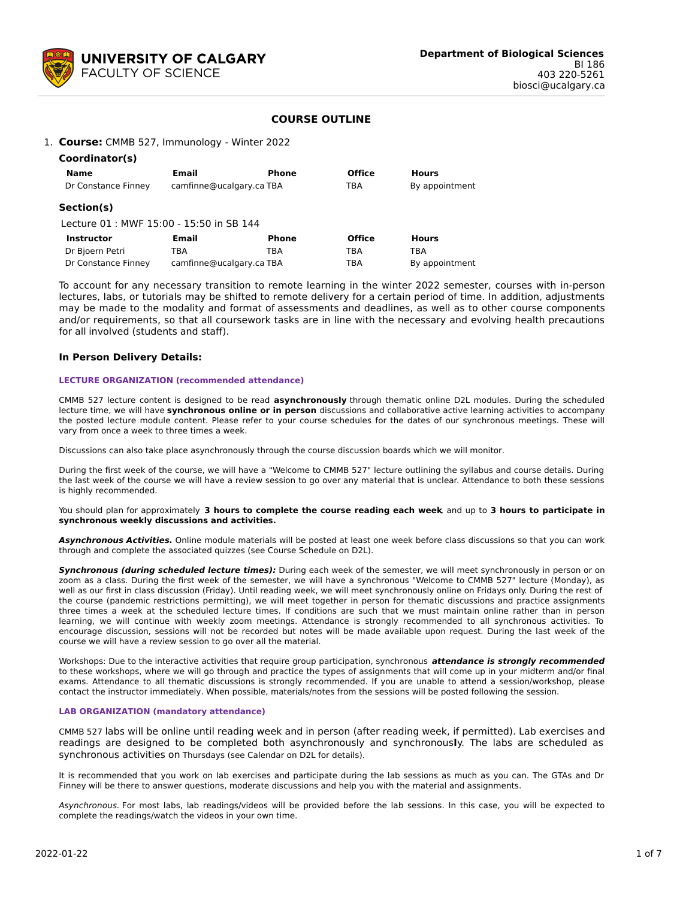**UNIVERSITY OF CALGARY**
FACULTY OF SCIENCE

**Department of Biological Sciences**
BI 186
403 220-5261
biosci@ucalgary.ca

## COURSE OUTLINE

1. **Course:** CMMB 527, Immunology - Winter 2022

**Coordinator(s)**

| Name | Email | Phone | Office | Hours |
|---|---|---|---|---|
| Dr Constance Finney | camfinne@ucalgary.ca | TBA | TBA | By appointment |

**Section(s)**

Lecture 01 : MWF 15:00 - 15:50 in SB 144

| Instructor | Email | Phone | Office | Hours |
|---|---|---|---|---|
| Dr Bjoern Petri | TBA | TBA | TBA | TBA |
| Dr Constance Finney | camfinne@ucalgary.ca | TBA | TBA | By appointment |

To account for any necessary transition to remote learning in the winter 2022 semester, courses with in-person lectures, labs, or tutorials may be shifted to remote delivery for a certain period of time. In addition, adjustments may be made to the modality and format of assessments and deadlines, as well as to other course components and/or requirements, so that all coursework tasks are in line with the necessary and evolving health precautions for all involved (students and staff).

**In Person Delivery Details:**

**LECTURE ORGANIZATION (recommended attendance)**

CMMB 527 lecture content is designed to be read **asynchronously** through thematic online D2L modules. During the scheduled lecture time, we will have **synchronous online or in person** discussions and collaborative active learning activities to accompany the posted lecture module content. Please refer to your course schedules for the dates of our synchronous meetings. These will vary from once a week to three times a week.

Discussions can also take place asynchronously through the course discussion boards which we will monitor.

During the first week of the course, we will have a "Welcome to CMMB 527" lecture outlining the syllabus and course details. During the last week of the course we will have a review session to go over any material that is unclear. Attendance to both these sessions is highly recommended.

You should plan for approximately **3 hours to complete the course reading each week**, and up to **3 hours to participate in synchronous weekly discussions and activities.**

***Asynchronous Activities.*** Online module materials will be posted at least one week before class discussions so that you can work through and complete the associated quizzes (see Course Schedule on D2L).

***Synchronous (during scheduled lecture times):*** During each week of the semester, we will meet synchronously in person or on zoom as a class. During the first week of the semester, we will have a synchronous "Welcome to CMMB 527" lecture (Monday), as well as our first in class discussion (Friday). Until reading week, we will meet synchronously online on Fridays only. During the rest of the course (pandemic restrictions permitting), we will meet together in person for thematic discussions and practice assignments three times a week at the scheduled lecture times. If conditions are such that we must maintain online rather than in person learning, we will continue with weekly zoom meetings. Attendance is strongly recommended to all synchronous activities. To encourage discussion, sessions will not be recorded but notes will be made available upon request. During the last week of the course we will have a review session to go over all the material.

Workshops: Due to the interactive activities that require group participation, synchronous ***attendance is strongly recommended*** to these workshops, where we will go through and practice the types of assignments that will come up in your midterm and/or final exams. Attendance to all thematic discussions is strongly recommended. If you are unable to attend a session/workshop, please contact the instructor immediately. When possible, materials/notes from the sessions will be posted following the session.

**LAB ORGANIZATION (mandatory attendance)**

CMMB 527 labs will be online until reading week and in person (after reading week, if permitted). Lab exercises and readings are designed to be completed both asynchronously and synchronously. The labs are scheduled as synchronous activities on Thursdays (see Calendar on D2L for details).

It is recommended that you work on lab exercises and participate during the lab sessions as much as you can. The GTAs and Dr Finney will be there to answer questions, moderate discussions and help you with the material and assignments.

*Asynchronous.* For most labs, lab readings/videos will be provided before the lab sessions. In this case, you will be expected to complete the readings/watch the videos in your own time.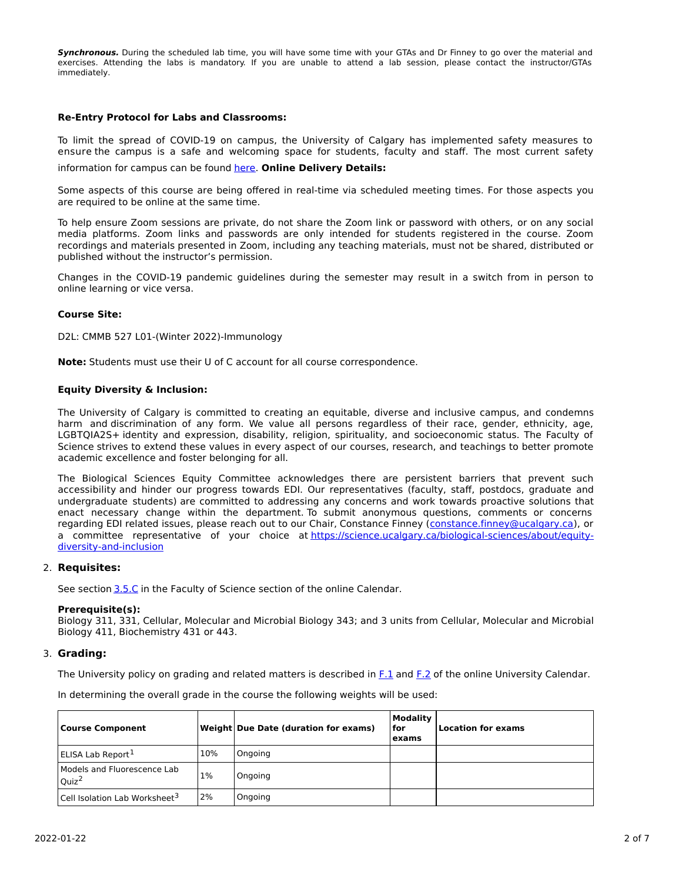***Synchronous.*** During the scheduled lab time, you will have some time with your GTAs and Dr Finney to go over the material and exercises. Attending the labs is mandatory. If you are unable to attend a lab session, please contact the instructor/GTAs immediately.

**Re-Entry Protocol for Labs and Classrooms:**

To limit the spread of COVID-19 on campus, the University of Calgary has implemented safety measures to ensure the campus is a safe and welcoming space for students, faculty and staff. The most current safety information for campus can be found [here](). **Online Delivery Details:**

Some aspects of this course are being offered in real-time via scheduled meeting times. For those aspects you are required to be online at the same time.

To help ensure Zoom sessions are private, do not share the Zoom link or password with others, or on any social media platforms. Zoom links and passwords are only intended for students registered in the course. Zoom recordings and materials presented in Zoom, including any teaching materials, must not be shared, distributed or published without the instructor's permission.

Changes in the COVID-19 pandemic guidelines during the semester may result in a switch from in person to online learning or vice versa.

**Course Site:**

D2L: CMMB 527 L01-(Winter 2022)-Immunology

**Note:** Students must use their U of C account for all course correspondence.

**Equity Diversity & Inclusion:**

The University of Calgary is committed to creating an equitable, diverse and inclusive campus, and condemns harm and discrimination of any form. We value all persons regardless of their race, gender, ethnicity, age, LGBTQIA2S+ identity and expression, disability, religion, spirituality, and socioeconomic status. The Faculty of Science strives to extend these values in every aspect of our courses, research, and teachings to better promote academic excellence and foster belonging for all.

The Biological Sciences Equity Committee acknowledges there are persistent barriers that prevent such accessibility and hinder our progress towards EDI. Our representatives (faculty, staff, postdocs, graduate and undergraduate students) are committed to addressing any concerns and work towards proactive solutions that enact necessary change within the department. To submit anonymous questions, comments or concerns regarding EDI related issues, please reach out to our Chair, Constance Finney (constance.finney@ucalgary.ca), or a committee representative of your choice at https://science.ucalgary.ca/biological-sciences/about/equity-diversity-and-inclusion

2. **Requisites:**

See section 3.5.C in the Faculty of Science section of the online Calendar.

**Prerequisite(s):**
Biology 311, 331, Cellular, Molecular and Microbial Biology 343; and 3 units from Cellular, Molecular and Microbial Biology 411, Biochemistry 431 or 443.

3. **Grading:**

The University policy on grading and related matters is described in F.1 and F.2 of the online University Calendar.

In determining the overall grade in the course the following weights will be used:

| Course Component | Weight | Due Date (duration for exams) | Modality for exams | Location for exams |
|---|---|---|---|---|
| ELISA Lab Report[1] | 10% | Ongoing | | |
| Models and Fluorescence Lab Quiz[2] | 1% | Ongoing | | |
| Cell Isolation Lab Worksheet[3] | 2% | Ongoing | | |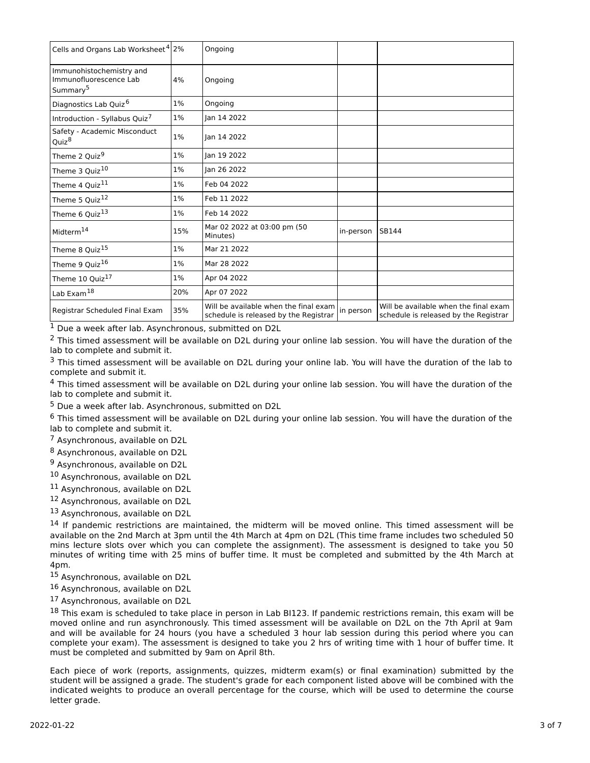| | | | | |
|---|---|---|---|---|
| Cells and Organs Lab Worksheet[4] | 2% | Ongoing | | |
| Immunohistochemistry and Immunofluorescence Lab Summary[5] | 4% | Ongoing | | |
| Diagnostics Lab Quiz[6] | 1% | Ongoing | | |
| Introduction - Syllabus Quiz[7] | 1% | Jan 14 2022 | | |
| Safety - Academic Misconduct Quiz[8] | 1% | Jan 14 2022 | | |
| Theme 2 Quiz[9] | 1% | Jan 19 2022 | | |
| Theme 3 Quiz[10] | 1% | Jan 26 2022 | | |
| Theme 4 Quiz[11] | 1% | Feb 04 2022 | | |
| Theme 5 Quiz[12] | 1% | Feb 11 2022 | | |
| Theme 6 Quiz[13] | 1% | Feb 14 2022 | | |
| Midterm[14] | 15% | Mar 02 2022 at 03:00 pm (50 Minutes) | in-person | SB144 |
| Theme 8 Quiz[15] | 1% | Mar 21 2022 | | |
| Theme 9 Quiz[16] | 1% | Mar 28 2022 | | |
| Theme 10 Quiz[17] | 1% | Apr 04 2022 | | |
| Lab Exam[18] | 20% | Apr 07 2022 | | |
| Registrar Scheduled Final Exam | 35% | Will be available when the final exam schedule is released by the Registrar | in person | Will be available when the final exam schedule is released by the Registrar |

[1] Due a week after lab. Asynchronous, submitted on D2L

[2] This timed assessment will be available on D2L during your online lab session. You will have the duration of the lab to complete and submit it.

[3] This timed assessment will be available on D2L during your online lab. You will have the duration of the lab to complete and submit it.

[4] This timed assessment will be available on D2L during your online lab session. You will have the duration of the lab to complete and submit it.

[5] Due a week after lab. Asynchronous, submitted on D2L

[6] This timed assessment will be available on D2L during your online lab session. You will have the duration of the lab to complete and submit it.

[7] Asynchronous, available on D2L

[8] Asynchronous, available on D2L

[9] Asynchronous, available on D2L

[10] Asynchronous, available on D2L

[11] Asynchronous, available on D2L

[12] Asynchronous, available on D2L

[13] Asynchronous, available on D2L

[14] If pandemic restrictions are maintained, the midterm will be moved online. This timed assessment will be available on the 2nd March at 3pm until the 4th March at 4pm on D2L (This time frame includes two scheduled 50 mins lecture slots over which you can complete the assignment). The assessment is designed to take you 50 minutes of writing time with 25 mins of buffer time. It must be completed and submitted by the 4th March at 4pm.

[15] Asynchronous, available on D2L

[16] Asynchronous, available on D2L

[17] Asynchronous, available on D2L

[18] This exam is scheduled to take place in person in Lab BI123. If pandemic restrictions remain, this exam will be moved online and run asynchronously. This timed assessment will be available on D2L on the 7th April at 9am and will be available for 24 hours (you have a scheduled 3 hour lab session during this period where you can complete your exam). The assessment is designed to take you 2 hrs of writing time with 1 hour of buffer time. It must be completed and submitted by 9am on April 8th.

Each piece of work (reports, assignments, quizzes, midterm exam(s) or final examination) submitted by the student will be assigned a grade. The student's grade for each component listed above will be combined with the indicated weights to produce an overall percentage for the course, which will be used to determine the course letter grade.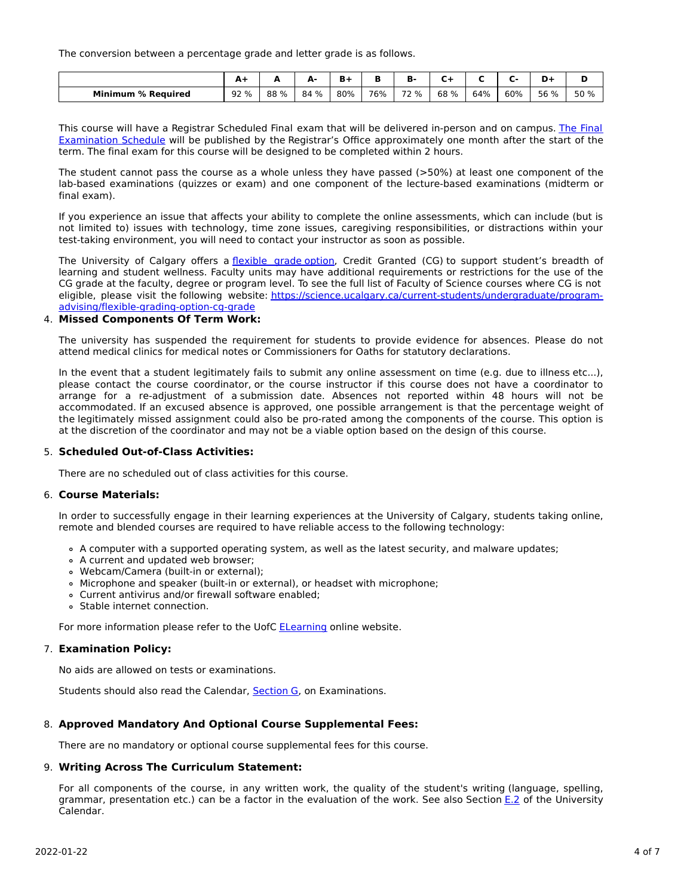The conversion between a percentage grade and letter grade is as follows.

| | A+ | A | A- | B+ | B | B- | C+ | C | C- | D+ | D |
|---|---|---|---|---|---|---|---|---|---|---|---|
| **Minimum % Required** | 92 % | 88 % | 84 % | 80% | 76% | 72 % | 68 % | 64% | 60% | 56 % | 50 % |

This course will have a Registrar Scheduled Final exam that will be delivered in-person and on campus. The Final Examination Schedule will be published by the Registrar's Office approximately one month after the start of the term. The final exam for this course will be designed to be completed within 2 hours.

The student cannot pass the course as a whole unless they have passed (>50%) at least one component of the lab-based examinations (quizzes or exam) and one component of the lecture-based examinations (midterm or final exam).

If you experience an issue that affects your ability to complete the online assessments, which can include (but is not limited to) issues with technology, time zone issues, caregiving responsibilities, or distractions within your test-taking environment, you will need to contact your instructor as soon as possible.

The University of Calgary offers a flexible grade option, Credit Granted (CG) to support student's breadth of learning and student wellness. Faculty units may have additional requirements or restrictions for the use of the CG grade at the faculty, degree or program level. To see the full list of Faculty of Science courses where CG is not eligible, please visit the following website: https://science.ucalgary.ca/current-students/undergraduate/program-advising/flexible-grading-option-cg-grade

4. **Missed Components Of Term Work:**

The university has suspended the requirement for students to provide evidence for absences. Please do not attend medical clinics for medical notes or Commissioners for Oaths for statutory declarations.

In the event that a student legitimately fails to submit any online assessment on time (e.g. due to illness etc...), please contact the course coordinator, or the course instructor if this course does not have a coordinator to arrange for a re-adjustment of a submission date. Absences not reported within 48 hours will not be accommodated. If an excused absence is approved, one possible arrangement is that the percentage weight of the legitimately missed assignment could also be pro-rated among the components of the course. This option is at the discretion of the coordinator and may not be a viable option based on the design of this course.

5. **Scheduled Out-of-Class Activities:**

There are no scheduled out of class activities for this course.

6. **Course Materials:**

In order to successfully engage in their learning experiences at the University of Calgary, students taking online, remote and blended courses are required to have reliable access to the following technology:

- A computer with a supported operating system, as well as the latest security, and malware updates;
- A current and updated web browser;
- Webcam/Camera (built-in or external);
- Microphone and speaker (built-in or external), or headset with microphone;
- Current antivirus and/or firewall software enabled;
- Stable internet connection.

For more information please refer to the UofC ELearning online website.

7. **Examination Policy:**

No aids are allowed on tests or examinations.

Students should also read the Calendar, Section G, on Examinations.

8. **Approved Mandatory And Optional Course Supplemental Fees:**

There are no mandatory or optional course supplemental fees for this course.

9. **Writing Across The Curriculum Statement:**

For all components of the course, in any written work, the quality of the student's writing (language, spelling, grammar, presentation etc.) can be a factor in the evaluation of the work. See also Section E.2 of the University Calendar.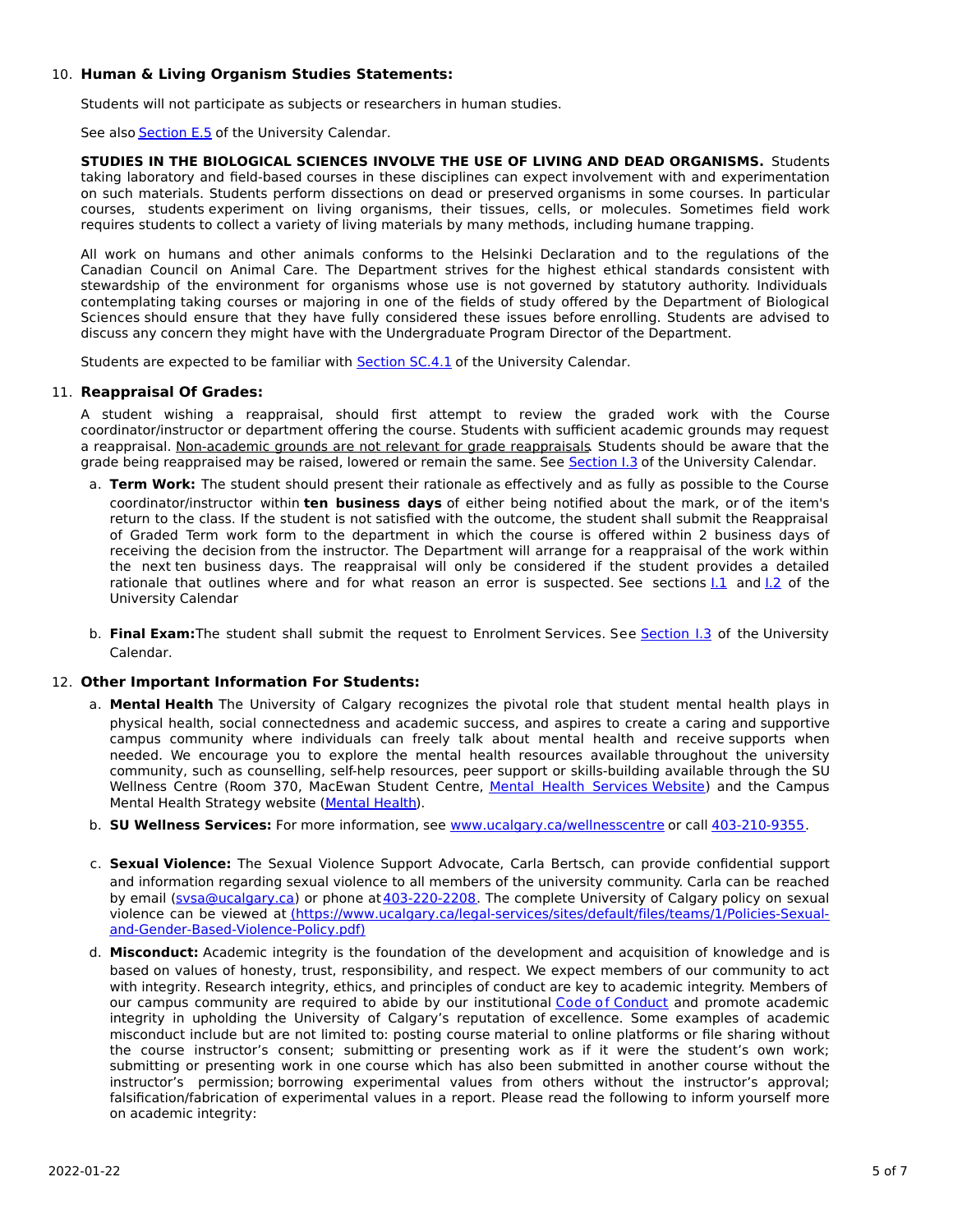10. **Human & Living Organism Studies Statements:**

    Students will not participate as subjects or researchers in human studies.

    See also [Section E.5](#) of the University Calendar.

    **STUDIES IN THE BIOLOGICAL SCIENCES INVOLVE THE USE OF LIVING AND DEAD ORGANISMS.** Students taking laboratory and field-based courses in these disciplines can expect involvement with and experimentation on such materials. Students perform dissections on dead or preserved organisms in some courses. In particular courses, students experiment on living organisms, their tissues, cells, or molecules. Sometimes field work requires students to collect a variety of living materials by many methods, including humane trapping.

    All work on humans and other animals conforms to the Helsinki Declaration and to the regulations of the Canadian Council on Animal Care. The Department strives for the highest ethical standards consistent with stewardship of the environment for organisms whose use is not governed by statutory authority. Individuals contemplating taking courses or majoring in one of the fields of study offered by the Department of Biological Sciences should ensure that they have fully considered these issues before enrolling. Students are advised to discuss any concern they might have with the Undergraduate Program Director of the Department.

    Students are expected to be familiar with [Section SC.4.1](#) of the University Calendar.

11. **Reappraisal Of Grades:**

    A student wishing a reappraisal, should first attempt to review the graded work with the Course coordinator/instructor or department offering the course. Students with sufficient academic grounds may request a reappraisal. Non-academic grounds are not relevant for grade reappraisals. Students should be aware that the grade being reappraised may be raised, lowered or remain the same. See [Section I.3](#) of the University Calendar.

    a. **Term Work:** The student should present their rationale as effectively and as fully as possible to the Course coordinator/instructor within **ten business days** of either being notified about the mark, or of the item's return to the class. If the student is not satisfied with the outcome, the student shall submit the Reappraisal of Graded Term work form to the department in which the course is offered within 2 business days of receiving the decision from the instructor. The Department will arrange for a reappraisal of the work within the next ten business days. The reappraisal will only be considered if the student provides a detailed rationale that outlines where and for what reason an error is suspected. See sections [I.1](#) and [I.2](#) of the University Calendar

    b. **Final Exam:** The student shall submit the request to Enrolment Services. See [Section I.3](#) of the University Calendar.

12. **Other Important Information For Students:**

    a. **Mental Health** The University of Calgary recognizes the pivotal role that student mental health plays in physical health, social connectedness and academic success, and aspires to create a caring and supportive campus community where individuals can freely talk about mental health and receive supports when needed. We encourage you to explore the mental health resources available throughout the university community, such as counselling, self-help resources, peer support or skills-building available through the SU Wellness Centre (Room 370, MacEwan Student Centre, [Mental Health Services Website](#)) and the Campus Mental Health Strategy website ([Mental Health](#)).

    b. **SU Wellness Services:** For more information, see [www.ucalgary.ca/wellnesscentre](#) or call [403-210-9355](#).

    c. **Sexual Violence:** The Sexual Violence Support Advocate, Carla Bertsch, can provide confidential support and information regarding sexual violence to all members of the university community. Carla can be reached by email ([svsa@ucalgary.ca](#)) or phone at [403-220-2208](#). The complete University of Calgary policy on sexual violence can be viewed at [(https://www.ucalgary.ca/legal-services/sites/default/files/teams/1/Policies-Sexual-and-Gender-Based-Violence-Policy.pdf)](#)

    d. **Misconduct:** Academic integrity is the foundation of the development and acquisition of knowledge and is based on values of honesty, trust, responsibility, and respect. We expect members of our community to act with integrity. Research integrity, ethics, and principles of conduct are key to academic integrity. Members of our campus community are required to abide by our institutional [Code of Conduct](#) and promote academic integrity in upholding the University of Calgary's reputation of excellence. Some examples of academic misconduct include but are not limited to: posting course material to online platforms or file sharing without the course instructor's consent; submitting or presenting work as if it were the student's own work; submitting or presenting work in one course which has also been submitted in another course without the instructor's permission; borrowing experimental values from others without the instructor's approval; falsification/fabrication of experimental values in a report. Please read the following to inform yourself more on academic integrity: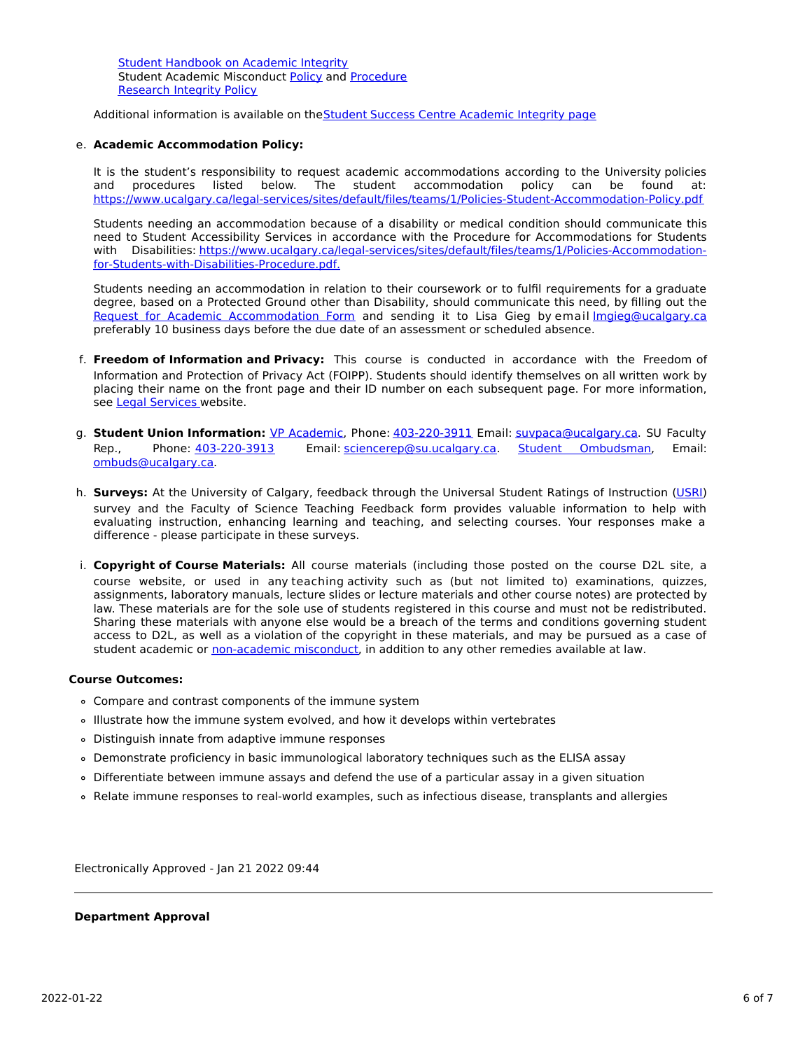[Student Handbook on Academic Integrity]()
Student Academic Misconduct [Policy]() and [Procedure]()
[Research Integrity Policy]()

Additional information is available on the [Student Success Centre Academic Integrity page]()

e. **Academic Accommodation Policy:**

   It is the student's responsibility to request academic accommodations according to the University policies and procedures listed below. The student accommodation policy can be found at: https://www.ucalgary.ca/legal-services/sites/default/files/teams/1/Policies-Student-Accommodation-Policy.pdf

   Students needing an accommodation because of a disability or medical condition should communicate this need to Student Accessibility Services in accordance with the Procedure for Accommodations for Students with Disabilities: https://www.ucalgary.ca/legal-services/sites/default/files/teams/1/Policies-Accommodation-for-Students-with-Disabilities-Procedure.pdf.

   Students needing an accommodation in relation to their coursework or to fulfil requirements for a graduate degree, based on a Protected Ground other than Disability, should communicate this need, by filling out the [Request for Academic Accommodation Form]() and sending it to Lisa Gieg by email lmgieg@ucalgary.ca preferably 10 business days before the due date of an assessment or scheduled absence.

f. **Freedom of Information and Privacy:** This course is conducted in accordance with the Freedom of Information and Protection of Privacy Act (FOIPP). Students should identify themselves on all written work by placing their name on the front page and their ID number on each subsequent page. For more information, see [Legal Services]() website.

g. **Student Union Information:** [VP Academic](), Phone: 403-220-3911 Email: suvpaca@ucalgary.ca. SU Faculty Rep., Phone: 403-220-3913 Email: sciencerep@su.ucalgary.ca. [Student Ombudsman](), Email: ombuds@ucalgary.ca.

h. **Surveys:** At the University of Calgary, feedback through the Universal Student Ratings of Instruction ([USRI]()) survey and the Faculty of Science Teaching Feedback form provides valuable information to help with evaluating instruction, enhancing learning and teaching, and selecting courses. Your responses make a difference - please participate in these surveys.

i. **Copyright of Course Materials:** All course materials (including those posted on the course D2L site, a course website, or used in any teaching activity such as (but not limited to) examinations, quizzes, assignments, laboratory manuals, lecture slides or lecture materials and other course notes) are protected by law. These materials are for the sole use of students registered in this course and must not be redistributed. Sharing these materials with anyone else would be a breach of the terms and conditions governing student access to D2L, as well as a violation of the copyright in these materials, and may be pursued as a case of student academic or [non-academic misconduct](), in addition to any other remedies available at law.

**Course Outcomes:**

- Compare and contrast components of the immune system
- Illustrate how the immune system evolved, and how it develops within vertebrates
- Distinguish innate from adaptive immune responses
- Demonstrate proficiency in basic immunological laboratory techniques such as the ELISA assay
- Differentiate between immune assays and defend the use of a particular assay in a given situation
- Relate immune responses to real-world examples, such as infectious disease, transplants and allergies

Electronically Approved - Jan 21 2022 09:44

---

**Department Approval**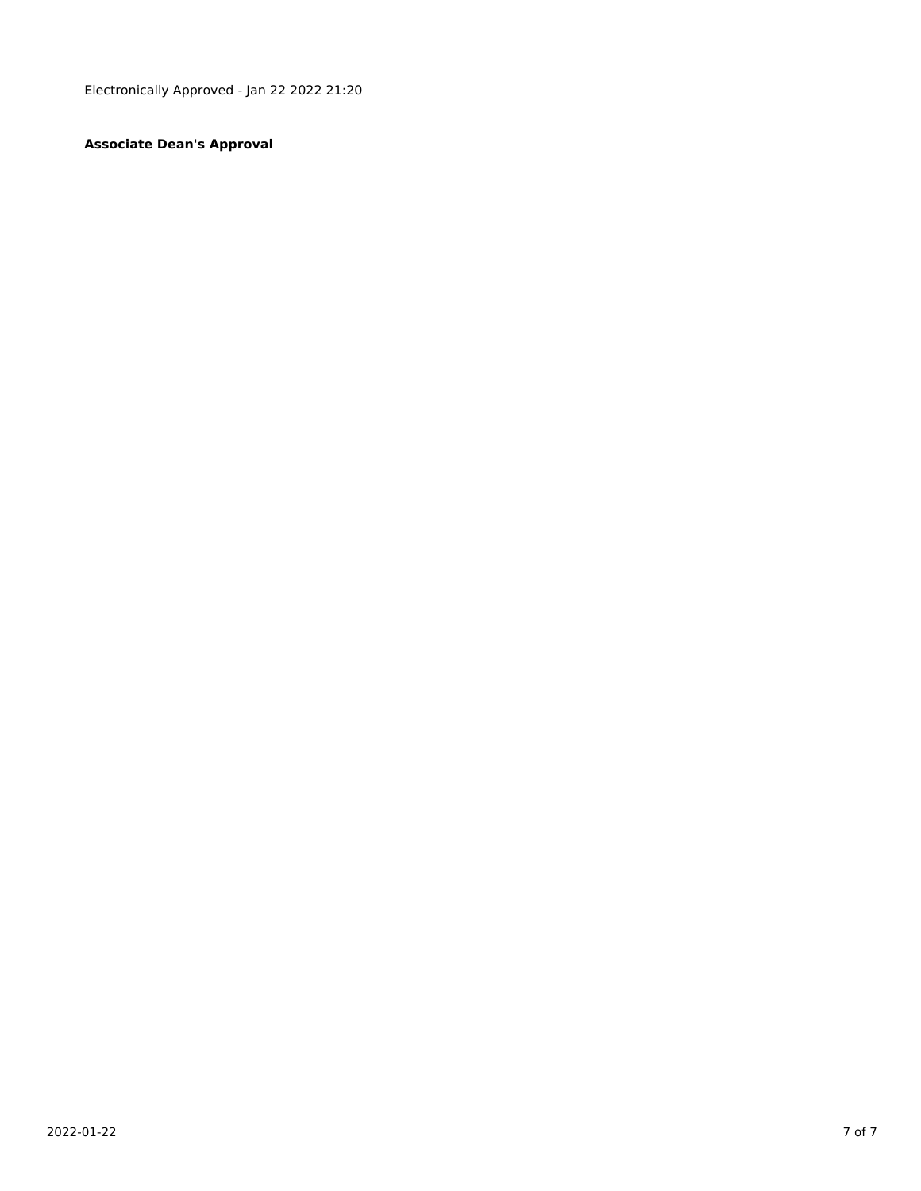Electronically Approved - Jan 22 2022 21:20

---

**Associate Dean's Approval**